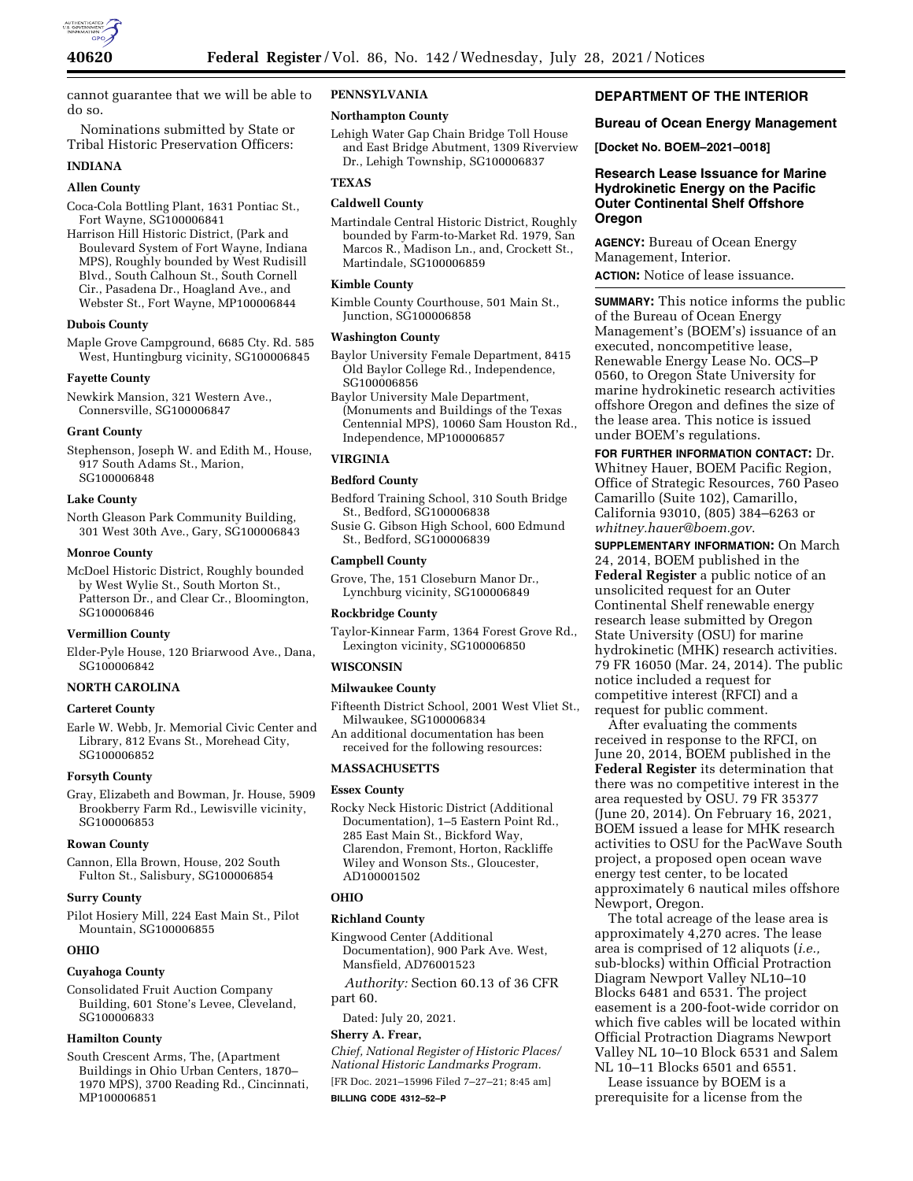cannot guarantee that we will be able to do so.

Nominations submitted by State or Tribal Historic Preservation Officers:

**INDIANA**

**Allen County**

Coca-Cola Bottling Plant, 1631 Pontiac St., Fort Wayne, SG100006841

Harrison Hill Historic District, (Park and Boulevard System of Fort Wayne, Indiana MPS), Roughly bounded by West Rudisill Blvd., South Calhoun St., South Cornell Cir., Pasadena Dr., Hoagland Ave., and Webster St., Fort Wayne, MP100006844

**Dubois County**

Maple Grove Campground, 6685 Cty. Rd. 585 West, Huntingburg vicinity, SG100006845

**Fayette County**

Newkirk Mansion, 321 Western Ave., Connersville, SG100006847

**Grant County**

Stephenson, Joseph W. and Edith M., House, 917 South Adams St., Marion, SG100006848

**Lake County**

North Gleason Park Community Building, 301 West 30th Ave., Gary, SG100006843

**Monroe County**

McDoel Historic District, Roughly bounded by West Wylie St., South Morton St., Patterson Dr., and Clear Cr., Bloomington, SG100006846

**Vermillion County**

Elder-Pyle House, 120 Briarwood Ave., Dana, SG100006842

**NORTH CAROLINA**

**Carteret County**

Earle W. Webb, Jr. Memorial Civic Center and Library, 812 Evans St., Morehead City, SG100006852

**Forsyth County**

Gray, Elizabeth and Bowman, Jr. House, 5909 Brookberry Farm Rd., Lewisville vicinity, SG100006853

**Rowan County**

Cannon, Ella Brown, House, 202 South Fulton St., Salisbury, SG100006854

**Surry County**

Pilot Hosiery Mill, 224 East Main St., Pilot Mountain, SG100006855

**OHIO**

**Cuyahoga County**

Consolidated Fruit Auction Company Building, 601 Stone's Levee, Cleveland, SG100006833

**Hamilton County**

South Crescent Arms, The, (Apartment Buildings in Ohio Urban Centers, 1870–1970 MPS), 3700 Reading Rd., Cincinnati, MP100006851

**PENNSYLVANIA**

**Northampton County**

Lehigh Water Gap Chain Bridge Toll House and East Bridge Abutment, 1309 Riverview Dr., Lehigh Township, SG100006837

**TEXAS**

**Caldwell County**

Martindale Central Historic District, Roughly bounded by Farm-to-Market Rd. 1979, San Marcos R., Madison Ln., and, Crockett St., Martindale, SG100006859

**Kimble County**

Kimble County Courthouse, 501 Main St., Junction, SG100006858

**Washington County**

Baylor University Female Department, 8415 Old Baylor College Rd., Independence, SG100006856

Baylor University Male Department, (Monuments and Buildings of the Texas Centennial MPS), 10060 Sam Houston Rd., Independence, MP100006857

**VIRGINIA**

**Bedford County**

Bedford Training School, 310 South Bridge St., Bedford, SG100006838

Susie G. Gibson High School, 600 Edmund St., Bedford, SG100006839

**Campbell County**

Grove, The, 151 Closeburn Manor Dr., Lynchburg vicinity, SG100006849

**Rockbridge County**

Taylor-Kinnear Farm, 1364 Forest Grove Rd., Lexington vicinity, SG100006850

**WISCONSIN**

**Milwaukee County**

Fifteenth District School, 2001 West Vliet St., Milwaukee, SG100006834

An additional documentation has been received for the following resources:

**MASSACHUSETTS**

**Essex County**

Rocky Neck Historic District (Additional Documentation), 1–5 Eastern Point Rd., 285 East Main St., Bickford Way, Clarendon, Fremont, Horton, Rackliffe Wiley and Wonson Sts., Gloucester, AD100001502

**OHIO**

**Richland County**

Kingwood Center (Additional Documentation), 900 Park Ave. West, Mansfield, AD76001523

*Authority:* Section 60.13 of 36 CFR part 60.

Dated: July 20, 2021.

**Sherry A. Frear,**

*Chief, National Register of Historic Places/ National Historic Landmarks Program.*

[FR Doc. 2021–15996 Filed 7–27–21; 8:45 am]

**BILLING CODE 4312–52–P**

## DEPARTMENT OF THE INTERIOR

### Bureau of Ocean Energy Management

**[Docket No. BOEM–2021–0018]**

### Research Lease Issuance for Marine Hydrokinetic Energy on the Pacific Outer Continental Shelf Offshore Oregon

**AGENCY:** Bureau of Ocean Energy Management, Interior.

**ACTION:** Notice of lease issuance.

**SUMMARY:** This notice informs the public of the Bureau of Ocean Energy Management's (BOEM's) issuance of an executed, noncompetitive lease, Renewable Energy Lease No. OCS–P 0560, to Oregon State University for marine hydrokinetic research activities offshore Oregon and defines the size of the lease area. This notice is issued under BOEM's regulations.

**FOR FURTHER INFORMATION CONTACT:** Dr. Whitney Hauer, BOEM Pacific Region, Office of Strategic Resources, 760 Paseo Camarillo (Suite 102), Camarillo, California 93010, (805) 384–6263 or *whitney.hauer@boem.gov*.

**SUPPLEMENTARY INFORMATION:** On March 24, 2014, BOEM published in the **Federal Register** a public notice of an unsolicited request for an Outer Continental Shelf renewable energy research lease submitted by Oregon State University (OSU) for marine hydrokinetic (MHK) research activities. 79 FR 16050 (Mar. 24, 2014). The public notice included a request for competitive interest (RFCI) and a request for public comment.

After evaluating the comments received in response to the RFCI, on June 20, 2014, BOEM published in the **Federal Register** its determination that there was no competitive interest in the area requested by OSU. 79 FR 35377 (June 20, 2014). On February 16, 2021, BOEM issued a lease for MHK research activities to OSU for the PacWave South project, a proposed open ocean wave energy test center, to be located approximately 6 nautical miles offshore Newport, Oregon.

The total acreage of the lease area is approximately 4,270 acres. The lease area is comprised of 12 aliquots (*i.e.,* sub-blocks) within Official Protraction Diagram Newport Valley NL10–10 Blocks 6481 and 6531. The project easement is a 200-foot-wide corridor on which five cables will be located within Official Protraction Diagrams Newport Valley NL 10–10 Block 6531 and Salem NL 10–11 Blocks 6501 and 6551.

Lease issuance by BOEM is a prerequisite for a license from the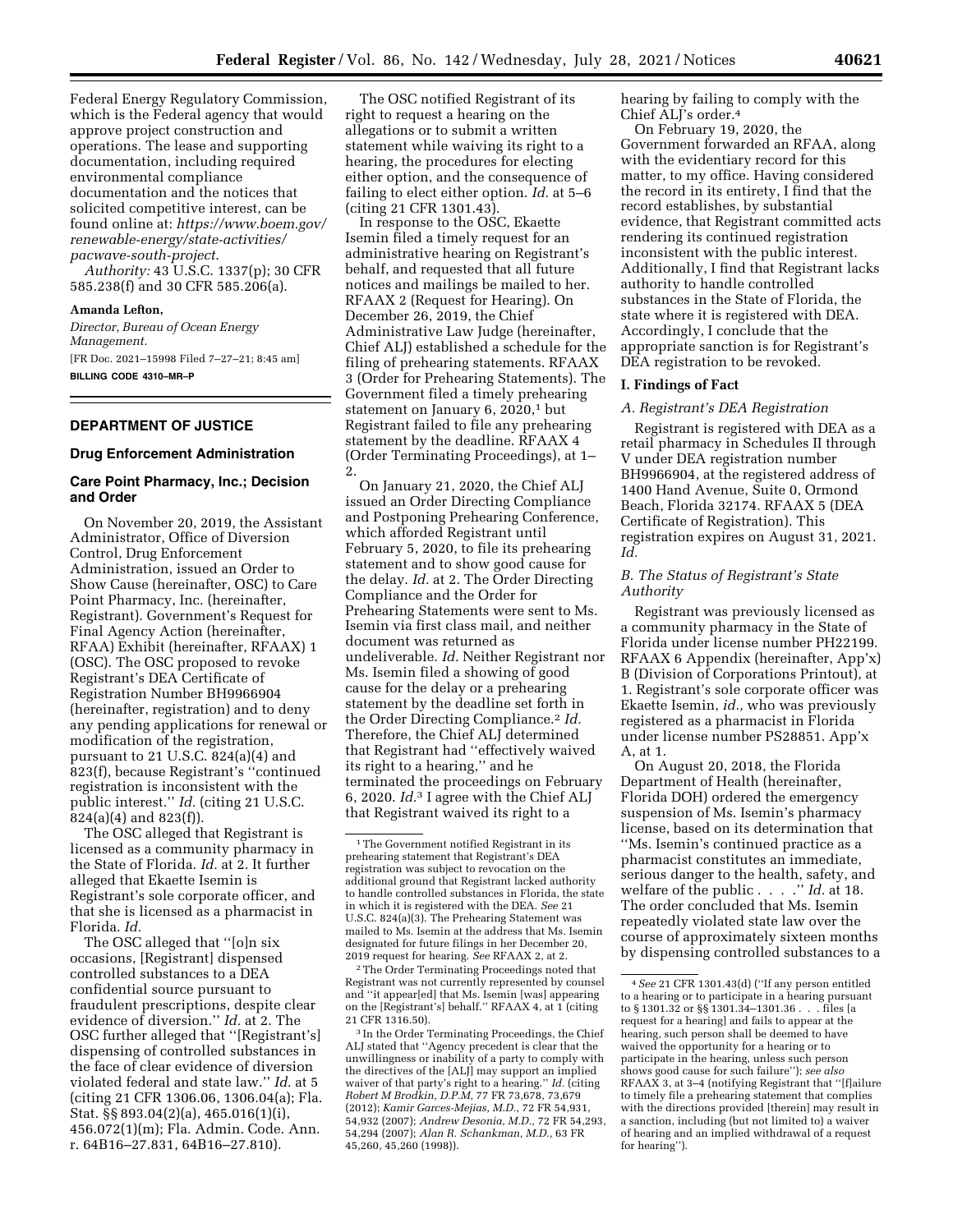Federal Energy Regulatory Commission, which is the Federal agency that would approve project construction and operations. The lease and supporting documentation, including required environmental compliance documentation and the notices that solicited competitive interest, can be found online at: *https://www.boem.gov/renewable-energy/state-activities/pacwave-south-project.*

*Authority:* 43 U.S.C. 1337(p); 30 CFR 585.238(f) and 30 CFR 585.206(a).

**Amanda Lefton,**

*Director, Bureau of Ocean Energy Management.*

[FR Doc. 2021–15998 Filed 7–27–21; 8:45 am]

**BILLING CODE 4310–MR–P**

---

## DEPARTMENT OF JUSTICE

### Drug Enforcement Administration

### Care Point Pharmacy, Inc.; Decision and Order

On November 20, 2019, the Assistant Administrator, Office of Diversion Control, Drug Enforcement Administration, issued an Order to Show Cause (hereinafter, OSC) to Care Point Pharmacy, Inc. (hereinafter, Registrant). Government's Request for Final Agency Action (hereinafter, RFAA) Exhibit (hereinafter, RFAAX) 1 (OSC). The OSC proposed to revoke Registrant's DEA Certificate of Registration Number BH9966904 (hereinafter, registration) and to deny any pending applications for renewal or modification of the registration, pursuant to 21 U.S.C. 824(a)(4) and 823(f), because Registrant's "continued registration is inconsistent with the public interest." *Id.* (citing 21 U.S.C. 824(a)(4) and 823(f)).

The OSC alleged that Registrant is licensed as a community pharmacy in the State of Florida. *Id.* at 2. It further alleged that Ekaette Isemin is Registrant's sole corporate officer, and that she is licensed as a pharmacist in Florida. *Id.*

The OSC alleged that "[o]n six occasions, [Registrant] dispensed controlled substances to a DEA confidential source pursuant to fraudulent prescriptions, despite clear evidence of diversion." *Id.* at 2. The OSC further alleged that "[Registrant's] dispensing of controlled substances in the face of clear evidence of diversion violated federal and state law." *Id.* at 5 (citing 21 CFR 1306.06, 1306.04(a); Fla. Stat. §§ 893.04(2)(a), 465.016(1)(i), 456.072(1)(m); Fla. Admin. Code. Ann. r. 64B16–27.831, 64B16–27.810).

The OSC notified Registrant of its right to request a hearing on the allegations or to submit a written statement while waiving its right to a hearing, the procedures for electing either option, and the consequence of failing to elect either option. *Id.* at 5–6 (citing 21 CFR 1301.43).

In response to the OSC, Ekaette Isemin filed a timely request for an administrative hearing on Registrant's behalf, and requested that all future notices and mailings be mailed to her. RFAAX 2 (Request for Hearing). On December 26, 2019, the Chief Administrative Law Judge (hereinafter, Chief ALJ) established a schedule for the filing of prehearing statements. RFAAX 3 (Order for Prehearing Statements). The Government filed a timely prehearing statement on January 6, 2020,[1] but Registrant failed to file any prehearing statement by the deadline. RFAAX 4 (Order Terminating Proceedings), at 1–2.

On January 21, 2020, the Chief ALJ issued an Order Directing Compliance and Postponing Prehearing Conference, which afforded Registrant until February 5, 2020, to file its prehearing statement and to show good cause for the delay. *Id.* at 2. The Order Directing Compliance and the Order for Prehearing Statements were sent to Ms. Isemin via first class mail, and neither document was returned as undeliverable. *Id.* Neither Registrant nor Ms. Isemin filed a showing of good cause for the delay or a prehearing statement by the deadline set forth in the Order Directing Compliance.[2] *Id.* Therefore, the Chief ALJ determined that Registrant had "effectively waived its right to a hearing," and he terminated the proceedings on February 6, 2020. *Id.*[3] I agree with the Chief ALJ that Registrant waived its right to a hearing by failing to comply with the Chief ALJ's order.[4]

On February 19, 2020, the Government forwarded an RFAA, along with the evidentiary record for this matter, to my office. Having considered the record in its entirety, I find that the record establishes, by substantial evidence, that Registrant committed acts rendering its continued registration inconsistent with the public interest. Additionally, I find that Registrant lacks authority to handle controlled substances in the State of Florida, the state where it is registered with DEA. Accordingly, I conclude that the appropriate sanction is for Registrant's DEA registration to be revoked.

### I. Findings of Fact

#### *A. Registrant's DEA Registration*

Registrant is registered with DEA as a retail pharmacy in Schedules II through V under DEA registration number BH9966904, at the registered address of 1400 Hand Avenue, Suite 0, Ormond Beach, Florida 32174. RFAAX 5 (DEA Certificate of Registration). This registration expires on August 31, 2021. *Id.*

#### *B. The Status of Registrant's State Authority*

Registrant was previously licensed as a community pharmacy in the State of Florida under license number PH22199. RFAAX 6 Appendix (hereinafter, App'x) B (Division of Corporations Printout), at 1. Registrant's sole corporate officer was Ekaette Isemin, *id.,* who was previously registered as a pharmacist in Florida under license number PS28851. App'x A, at 1.

On August 20, 2018, the Florida Department of Health (hereinafter, Florida DOH) ordered the emergency suspension of Ms. Isemin's pharmacy license, based on its determination that "Ms. Isemin's continued practice as a pharmacist constitutes an immediate, serious danger to the health, safety, and welfare of the public . . . ." *Id.* at 18. The order concluded that Ms. Isemin repeatedly violated state law over the course of approximately sixteen months by dispensing controlled substances to a

---

[1] The Government notified Registrant in its prehearing statement that Registrant's DEA registration was subject to revocation on the additional ground that Registrant lacked authority to handle controlled substances in Florida, the state in which it is registered with the DEA. *See* 21 U.S.C. 824(a)(3). The Prehearing Statement was mailed to Ms. Isemin at the address that Ms. Isemin designated for future filings in her December 20, 2019 request for hearing. *See* RFAAX 2, at 2.

[2] The Order Terminating Proceedings noted that Registrant was not currently represented by counsel and "it appear[ed] that Ms. Isemin [was] appearing on the [Registrant's] behalf." RFAAX 4, at 1 (citing 21 CFR 1316.50).

[3] In the Order Terminating Proceedings, the Chief ALJ stated that "Agency precedent is clear that the unwillingness or inability of a party to comply with the directives of the [ALJ] may support an implied waiver of that party's right to a hearing." *Id.* (citing *Robert M Brodkin, D.P.M,* 77 FR 73,678, 73,679 (2012); *Kamir Garces-Mejias, M.D.,* 72 FR 54,931, 54,932 (2007); *Andrew Desonia, M.D.,* 72 FR 54,293, 54,294 (2007); *Alan R. Schankman, M.D.,* 63 FR 45,260, 45,260 (1998)).

[4] *See* 21 CFR 1301.43(d) ("If any person entitled to a hearing or to participate in a hearing pursuant to § 1301.32 or §§ 1301.34–1301.36 . . . files [a request for a hearing] and fails to appear at the hearing, such person shall be deemed to have waived the opportunity for a hearing or to participate in the hearing, unless such person shows good cause for such failure"); *see also* RFAAX 3, at 3–4 (notifying Registrant that "[f]ailure to timely file a prehearing statement that complies with the directions provided [therein] may result in a sanction, including (but not limited to) a waiver of hearing and an implied withdrawal of a request for hearing").